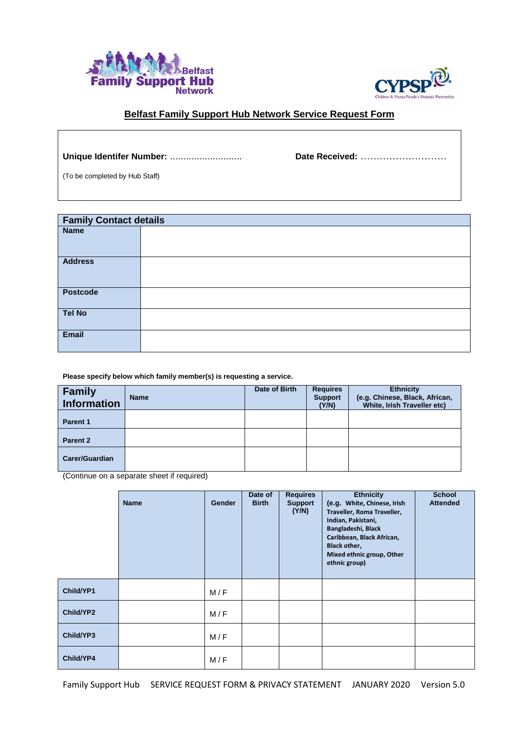Belfast Family Support Hub Network

CYPSP Children & Young People's Strategic Partnership

## Belfast Family Support Hub Network Service Request Form

**Unique Identifer Number:** ……………………… **Date Received:** ………………………

(To be completed by Hub Staff)

| **Family Contact details** | |
|---|---|
| **Name** | |
| **Address** | |
| **Postcode** | |
| **Tel No** | |
| **Email** | |

**Please specify below which family member(s) is requesting a service.**

| **Family Information** | **Name** | **Date of Birth** | **Requires Support (Y/N)** | **Ethnicity (e.g. Chinese, Black, African, White, Irish Traveller etc)** |
|---|---|---|---|---|
| **Parent 1** | | | | |
| **Parent 2** | | | | |
| **Carer/Guardian** | | | | |

(Continue on a separate sheet if required)

| | **Name** | **Gender** | **Date of Birth** | **Requires Support (Y/N)** | **Ethnicity (e.g. White, Chinese, Irish Traveller, Roma Traveller, Indian, Pakistani, Bangladeshi, Black Caribbean, Black African, Black other, Mixed ethnic group, Other ethnic group)** | **School Attended** |
|---|---|---|---|---|---|---|
| **Child/YP1** | | M / F | | | | |
| **Child/YP2** | | M / F | | | | |
| **Child/YP3** | | M / F | | | | |
| **Child/YP4** | | M / F | | | | |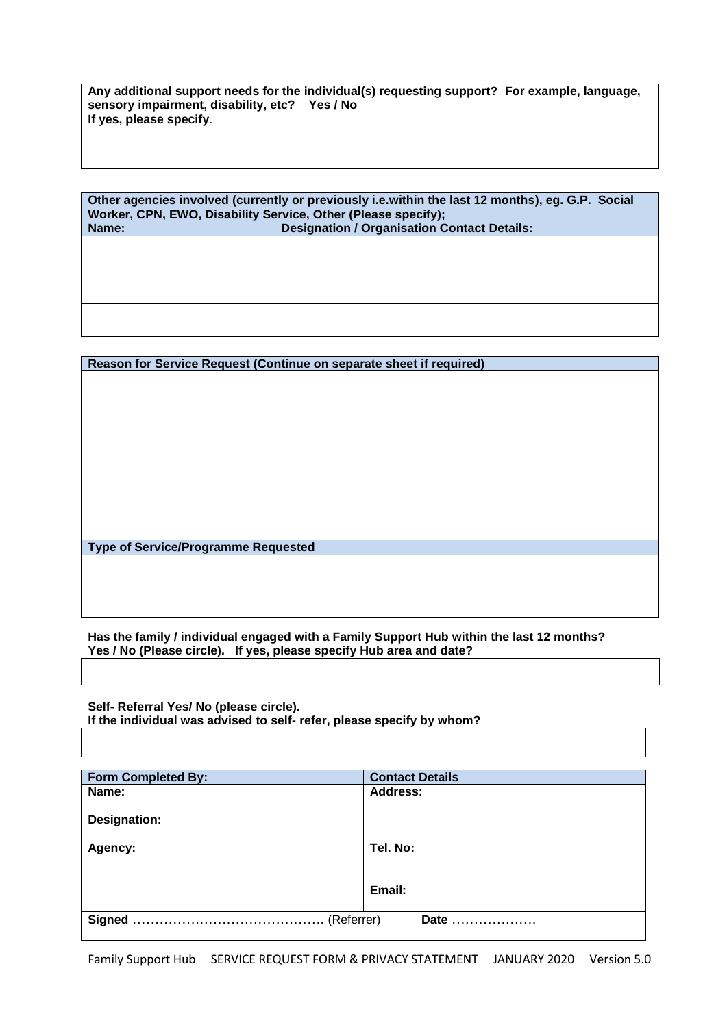**Any additional support needs for the individual(s) requesting support? For example, language, sensory impairment, disability, etc? Yes / No**
**If yes, please specify.**

| Other agencies involved (currently or previously i.e.within the last 12 months), eg. G.P. Social Worker, CPN, EWO, Disability Service, Other (Please specify); | |
|---|---|
| **Name:** | **Designation / Organisation Contact Details:** |
| | |
| | |
| | |

**Reason for Service Request (Continue on separate sheet if required)**

**Type of Service/Programme Requested**

**Has the family / individual engaged with a Family Support Hub within the last 12 months? Yes / No (Please circle). If yes, please specify Hub area and date?**

**Self- Referral Yes/ No (please circle).**
**If the individual was advised to self- refer, please specify by whom?**

| **Form Completed By:** | **Contact Details** |
|---|---|
| **Name:**<br><br>**Designation:**<br><br>**Agency:** | **Address:**<br><br>**Tel. No:**<br><br>**Email:** |
| **Signed** ……………………………………. (Referrer) | **Date** ………………. |

Family Support Hub SERVICE REQUEST FORM & PRIVACY STATEMENT JANUARY 2020 Version 5.0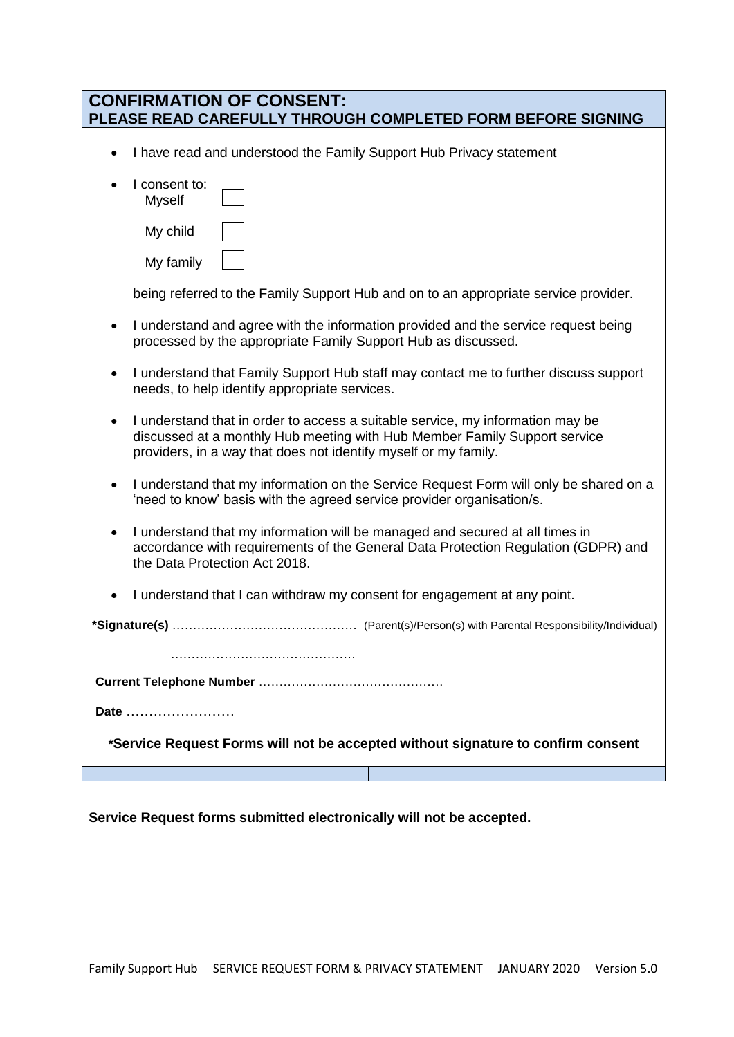## CONFIRMATION OF CONSENT:
### PLEASE READ CAREFULLY THROUGH COMPLETED FORM BEFORE SIGNING

- I have read and understood the Family Support Hub Privacy statement
- I consent to:
  - Myself ☐
  - My child ☐
  - My family ☐

  being referred to the Family Support Hub and on to an appropriate service provider.
- I understand and agree with the information provided and the service request being processed by the appropriate Family Support Hub as discussed.
- I understand that Family Support Hub staff may contact me to further discuss support needs, to help identify appropriate services.
- I understand that in order to access a suitable service, my information may be discussed at a monthly Hub meeting with Hub Member Family Support service providers, in a way that does not identify myself or my family.
- I understand that my information on the Service Request Form will only be shared on a 'need to know' basis with the agreed service provider organisation/s.
- I understand that my information will be managed and secured at all times in accordance with requirements of the General Data Protection Regulation (GDPR) and the Data Protection Act 2018.
- I understand that I can withdraw my consent for engagement at any point.

**\*Signature(s)** ……………………………………… (Parent(s)/Person(s) with Parental Responsibility/Individual)

………………………………………

**Current Telephone Number** ………………………………………

**Date** ……………………

**\*Service Request Forms will not be accepted without signature to confirm consent**

**Service Request forms submitted electronically will not be accepted.**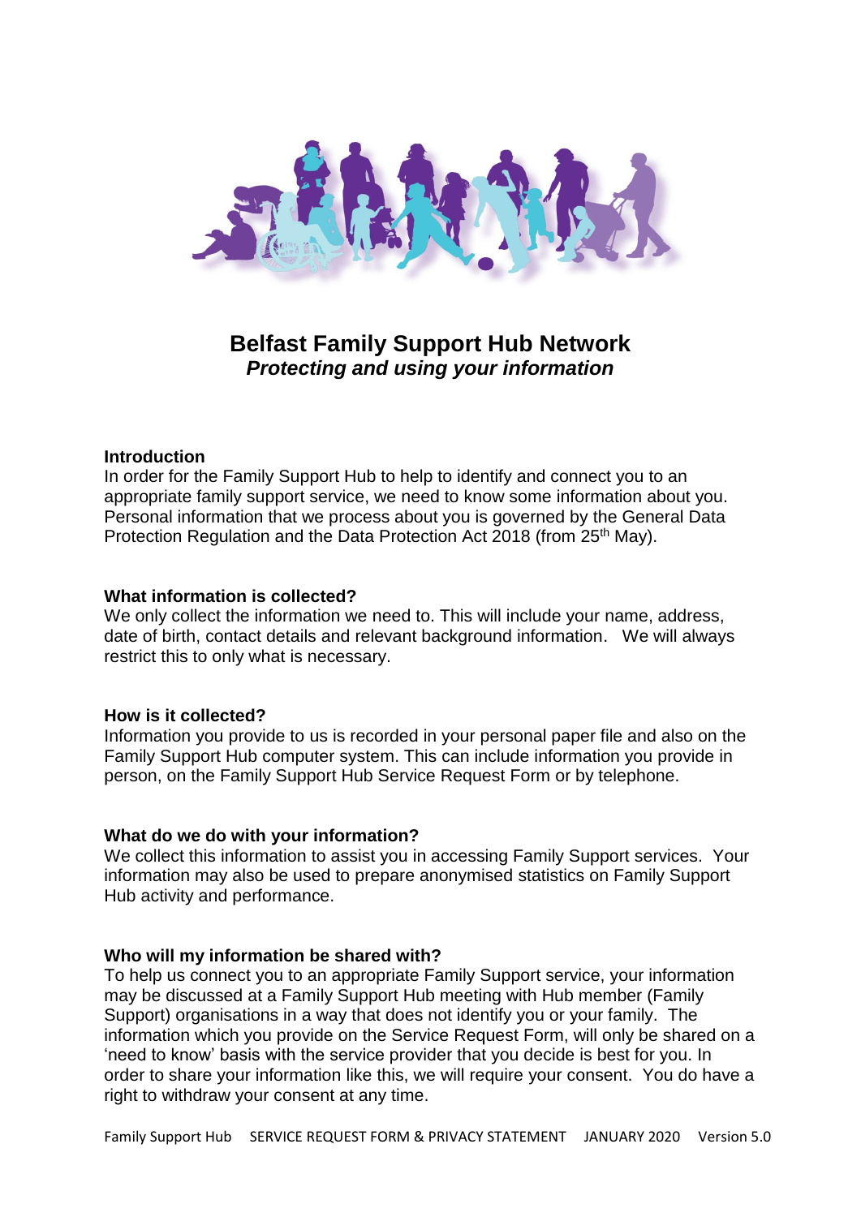# Belfast Family Support Hub Network

## *Protecting and using your information*

**Introduction**

In order for the Family Support Hub to help to identify and connect you to an appropriate family support service, we need to know some information about you. Personal information that we process about you is governed by the General Data Protection Regulation and the Data Protection Act 2018 (from 25th May).

**What information is collected?**

We only collect the information we need to. This will include your name, address, date of birth, contact details and relevant background information. We will always restrict this to only what is necessary.

**How is it collected?**

Information you provide to us is recorded in your personal paper file and also on the Family Support Hub computer system. This can include information you provide in person, on the Family Support Hub Service Request Form or by telephone.

**What do we do with your information?**

We collect this information to assist you in accessing Family Support services. Your information may also be used to prepare anonymised statistics on Family Support Hub activity and performance.

**Who will my information be shared with?**

To help us connect you to an appropriate Family Support service, your information may be discussed at a Family Support Hub meeting with Hub member (Family Support) organisations in a way that does not identify you or your family. The information which you provide on the Service Request Form, will only be shared on a 'need to know' basis with the service provider that you decide is best for you. In order to share your information like this, we will require your consent. You do have a right to withdraw your consent at any time.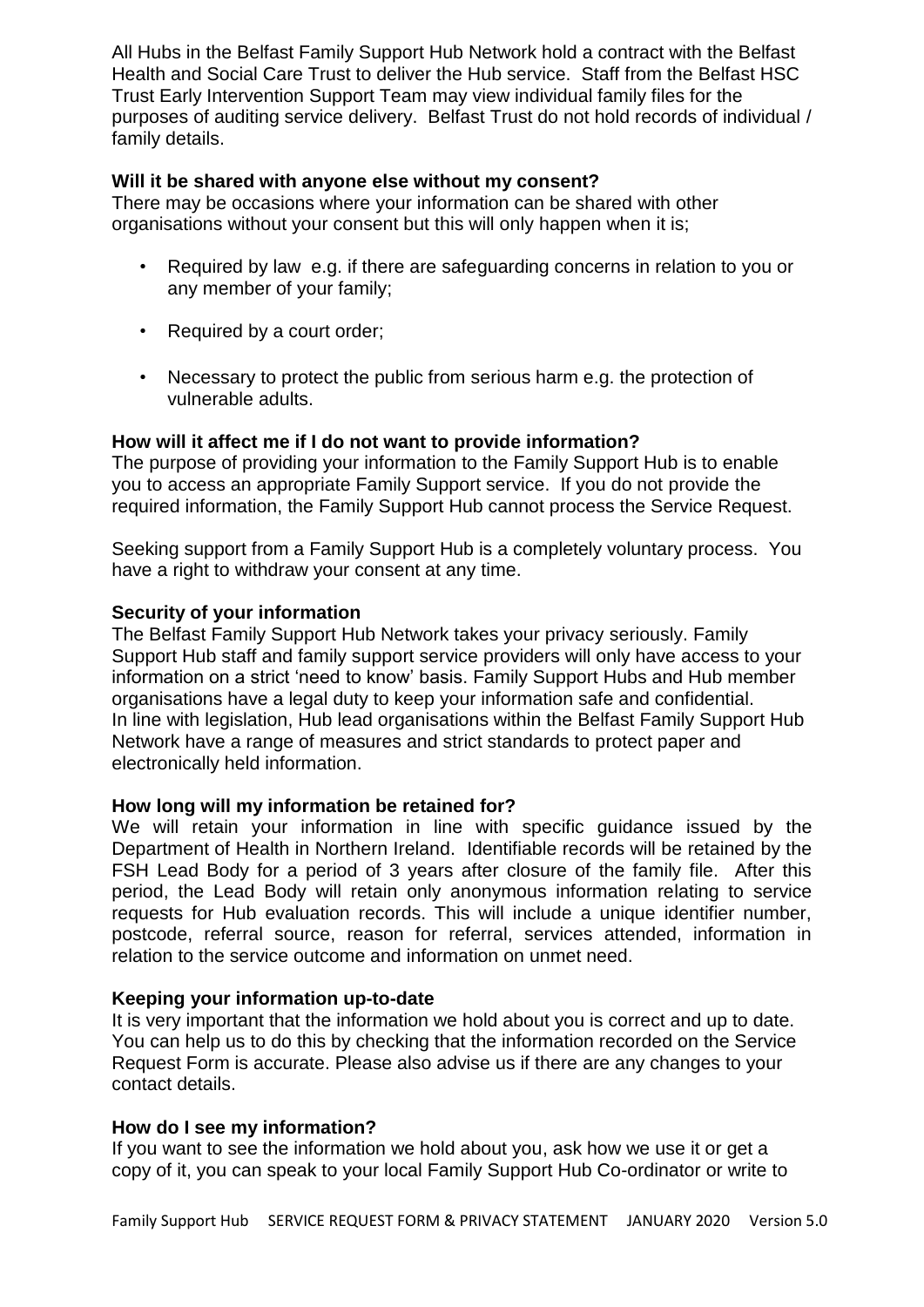All Hubs in the Belfast Family Support Hub Network hold a contract with the Belfast Health and Social Care Trust to deliver the Hub service. Staff from the Belfast HSC Trust Early Intervention Support Team may view individual family files for the purposes of auditing service delivery. Belfast Trust do not hold records of individual / family details.

**Will it be shared with anyone else without my consent?**

There may be occasions where your information can be shared with other organisations without your consent but this will only happen when it is;

- Required by law e.g. if there are safeguarding concerns in relation to you or any member of your family;
- Required by a court order;
- Necessary to protect the public from serious harm e.g. the protection of vulnerable adults.

**How will it affect me if I do not want to provide information?**

The purpose of providing your information to the Family Support Hub is to enable you to access an appropriate Family Support service. If you do not provide the required information, the Family Support Hub cannot process the Service Request.

Seeking support from a Family Support Hub is a completely voluntary process. You have a right to withdraw your consent at any time.

**Security of your information**

The Belfast Family Support Hub Network takes your privacy seriously. Family Support Hub staff and family support service providers will only have access to your information on a strict 'need to know' basis. Family Support Hubs and Hub member organisations have a legal duty to keep your information safe and confidential. In line with legislation, Hub lead organisations within the Belfast Family Support Hub Network have a range of measures and strict standards to protect paper and electronically held information.

**How long will my information be retained for?**

We will retain your information in line with specific guidance issued by the Department of Health in Northern Ireland. Identifiable records will be retained by the FSH Lead Body for a period of 3 years after closure of the family file. After this period, the Lead Body will retain only anonymous information relating to service requests for Hub evaluation records. This will include a unique identifier number, postcode, referral source, reason for referral, services attended, information in relation to the service outcome and information on unmet need.

**Keeping your information up-to-date**

It is very important that the information we hold about you is correct and up to date. You can help us to do this by checking that the information recorded on the Service Request Form is accurate. Please also advise us if there are any changes to your contact details.

**How do I see my information?**

If you want to see the information we hold about you, ask how we use it or get a copy of it, you can speak to your local Family Support Hub Co-ordinator or write to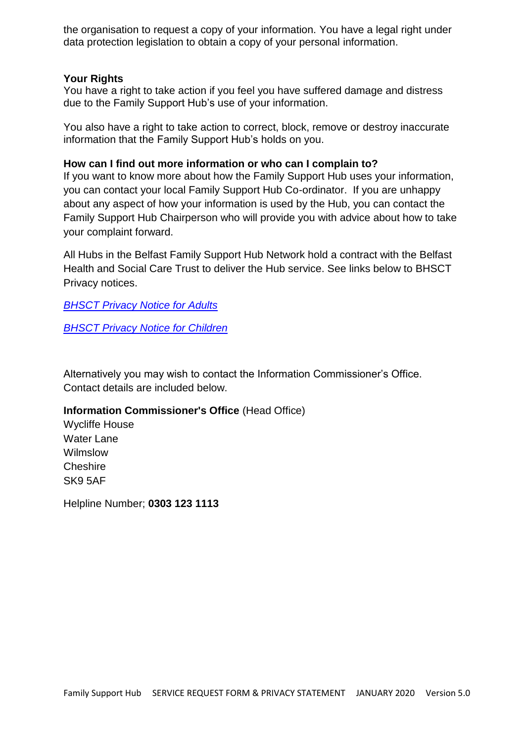the organisation to request a copy of your information. You have a legal right under data protection legislation to obtain a copy of your personal information.

**Your Rights**

You have a right to take action if you feel you have suffered damage and distress due to the Family Support Hub's use of your information.

You also have a right to take action to correct, block, remove or destroy inaccurate information that the Family Support Hub's holds on you.

**How can I find out more information or who can I complain to?**

If you want to know more about how the Family Support Hub uses your information, you can contact your local Family Support Hub Co-ordinator. If you are unhappy about any aspect of how your information is used by the Hub, you can contact the Family Support Hub Chairperson who will provide you with advice about how to take your complaint forward.

All Hubs in the Belfast Family Support Hub Network hold a contract with the Belfast Health and Social Care Trust to deliver the Hub service. See links below to BHSCT Privacy notices.

*BHSCT Privacy Notice for Adults*

*BHSCT Privacy Notice for Children*

Alternatively you may wish to contact the Information Commissioner's Office. Contact details are included below.

**Information Commissioner's Office** (Head Office)
Wycliffe House
Water Lane
Wilmslow
Cheshire
SK9 5AF

Helpline Number; **0303 123 1113**